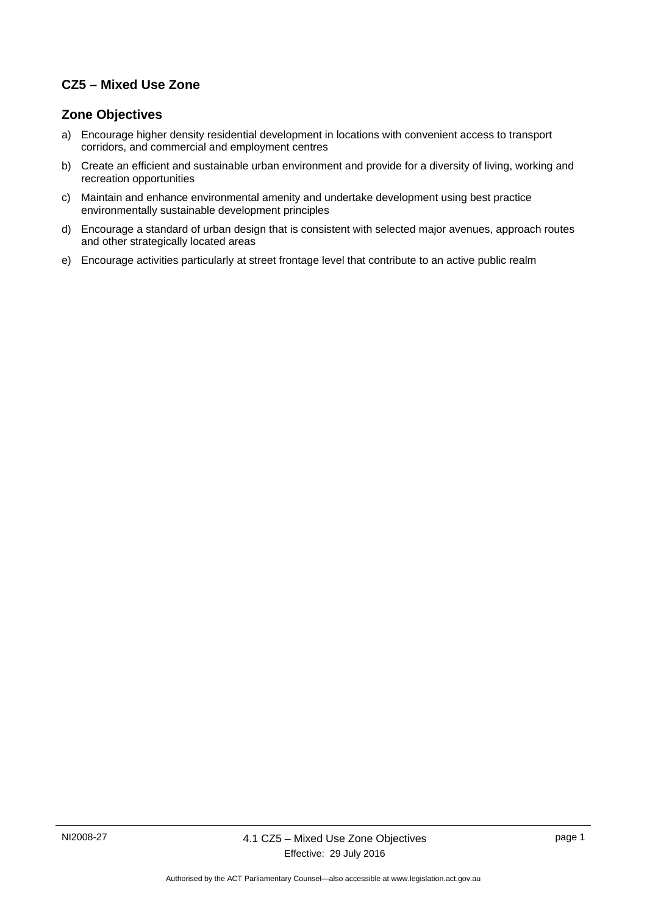## CZ5 – Mixed Use Zone

### Zone Objectives

a) Encourage higher density residential development in locations with convenient access to transport corridors, and commercial and employment centres

b) Create an efficient and sustainable urban environment and provide for a diversity of living, working and recreation opportunities

c) Maintain and enhance environmental amenity and undertake development using best practice environmentally sustainable development principles

d) Encourage a standard of urban design that is consistent with selected major avenues, approach routes and other strategically located areas

e) Encourage activities particularly at street frontage level that contribute to an active public realm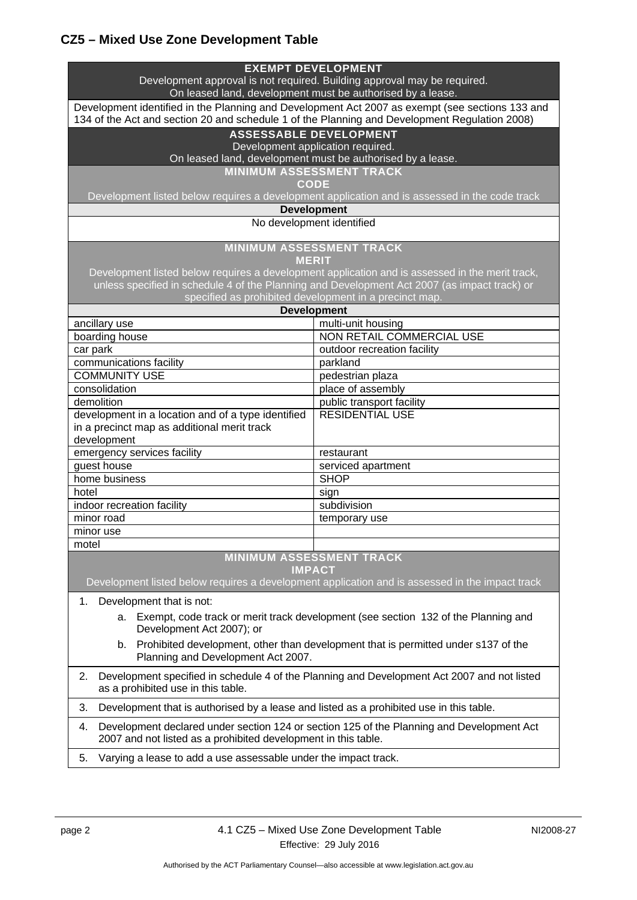## CZ5 – Mixed Use Zone Development Table

| **EXEMPT DEVELOPMENT**<br>Development approval is not required. Building approval may be required.<br>On leased land, development must be authorised by a lease. | |
|---|---|
| Development identified in the Planning and Development Act 2007 as exempt (see sections 133 and 134 of the Act and section 20 and schedule 1 of the Planning and Development Regulation 2008) | |
| **ASSESSABLE DEVELOPMENT**<br>Development application required.<br>On leased land, development must be authorised by a lease. | |
| **MINIMUM ASSESSMENT TRACK**<br>**CODE**<br>Development listed below requires a development application and is assessed in the code track | |
| **Development** | |
| No development identified | |
| **MINIMUM ASSESSMENT TRACK**<br>**MERIT**<br>Development listed below requires a development application and is assessed in the merit track, unless specified in schedule 4 of the Planning and Development Act 2007 (as impact track) or specified as prohibited development in a precinct map. | |
| **Development** | |
| ancillary use | multi-unit housing |
| boarding house | NON RETAIL COMMERCIAL USE |
| car park | outdoor recreation facility |
| communications facility | parkland |
| COMMUNITY USE | pedestrian plaza |
| consolidation | place of assembly |
| demolition | public transport facility |
| development in a location and of a type identified in a precinct map as additional merit track development | RESIDENTIAL USE |
| emergency services facility | restaurant |
| guest house | serviced apartment |
| home business | SHOP |
| hotel | sign |
| indoor recreation facility | subdivision |
| minor road | temporary use |
| minor use | |
| motel | |
| **MINIMUM ASSESSMENT TRACK**<br>**IMPACT**<br>Development listed below requires a development application and is assessed in the impact track | |

1. Development that is not:
   a. Exempt, code track or merit track development (see section 132 of the Planning and Development Act 2007); or
   b. Prohibited development, other than development that is permitted under s137 of the Planning and Development Act 2007.
2. Development specified in schedule 4 of the Planning and Development Act 2007 and not listed as a prohibited use in this table.
3. Development that is authorised by a lease and listed as a prohibited use in this table.
4. Development declared under section 124 or section 125 of the Planning and Development Act 2007 and not listed as a prohibited development in this table.
5. Varying a lease to add a use assessable under the impact track.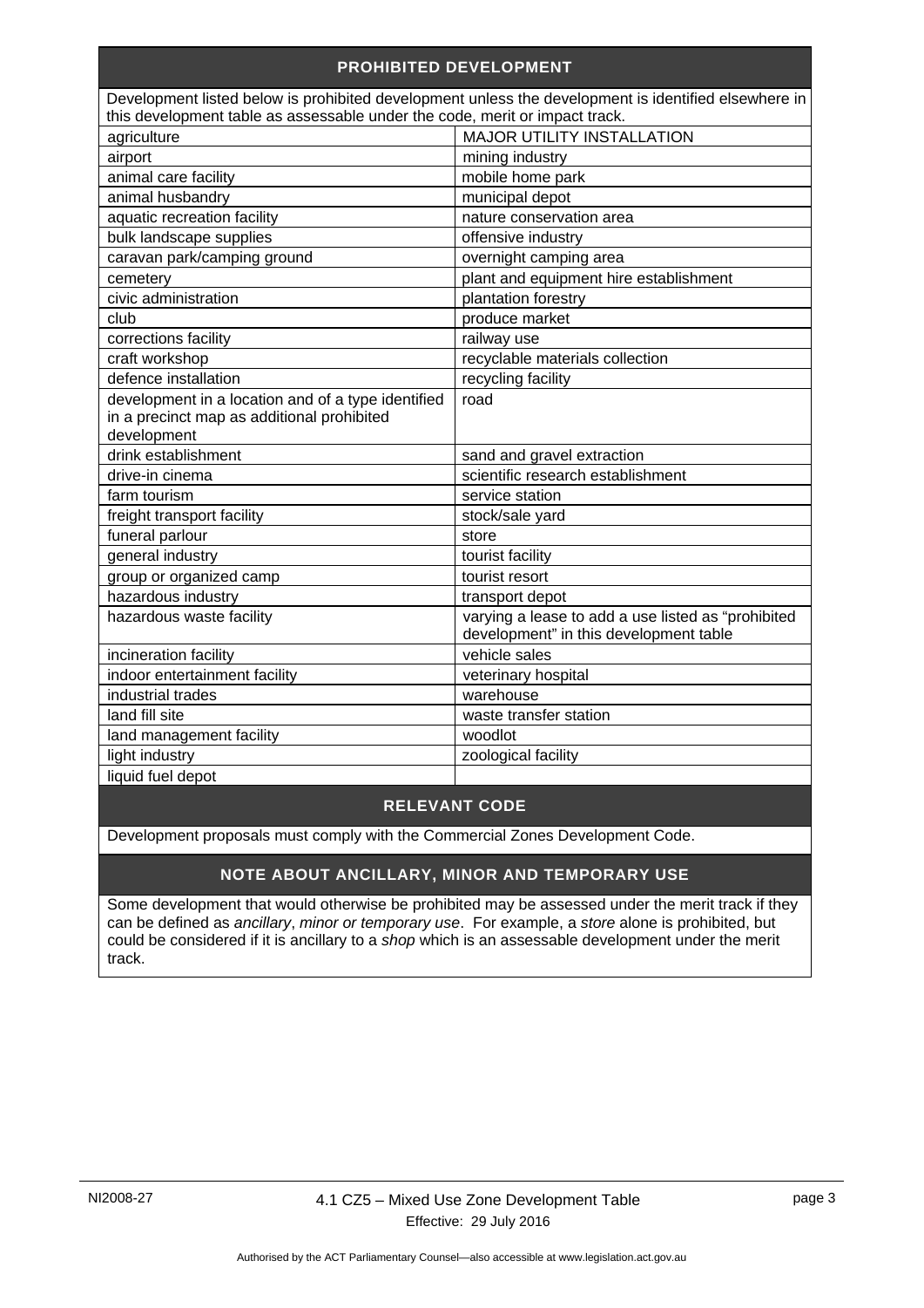## PROHIBITED DEVELOPMENT

Development listed below is prohibited development unless the development is identified elsewhere in this development table as assessable under the code, merit or impact track.

| | |
|---|---|
| agriculture | MAJOR UTILITY INSTALLATION |
| airport | mining industry |
| animal care facility | mobile home park |
| animal husbandry | municipal depot |
| aquatic recreation facility | nature conservation area |
| bulk landscape supplies | offensive industry |
| caravan park/camping ground | overnight camping area |
| cemetery | plant and equipment hire establishment |
| civic administration | plantation forestry |
| club | produce market |
| corrections facility | railway use |
| craft workshop | recyclable materials collection |
| defence installation | recycling facility |
| development in a location and of a type identified in a precinct map as additional prohibited development | road |
| drink establishment | sand and gravel extraction |
| drive-in cinema | scientific research establishment |
| farm tourism | service station |
| freight transport facility | stock/sale yard |
| funeral parlour | store |
| general industry | tourist facility |
| group or organized camp | tourist resort |
| hazardous industry | transport depot |
| hazardous waste facility | varying a lease to add a use listed as "prohibited development" in this development table |
| incineration facility | vehicle sales |
| indoor entertainment facility | veterinary hospital |
| industrial trades | warehouse |
| land fill site | waste transfer station |
| land management facility | woodlot |
| light industry | zoological facility |
| liquid fuel depot | |

## RELEVANT CODE

Development proposals must comply with the Commercial Zones Development Code.

## NOTE ABOUT ANCILLARY, MINOR AND TEMPORARY USE

Some development that would otherwise be prohibited may be assessed under the merit track if they can be defined as *ancillary*, *minor or temporary use*. For example, a *store* alone is prohibited, but could be considered if it is ancillary to a *shop* which is an assessable development under the merit track.